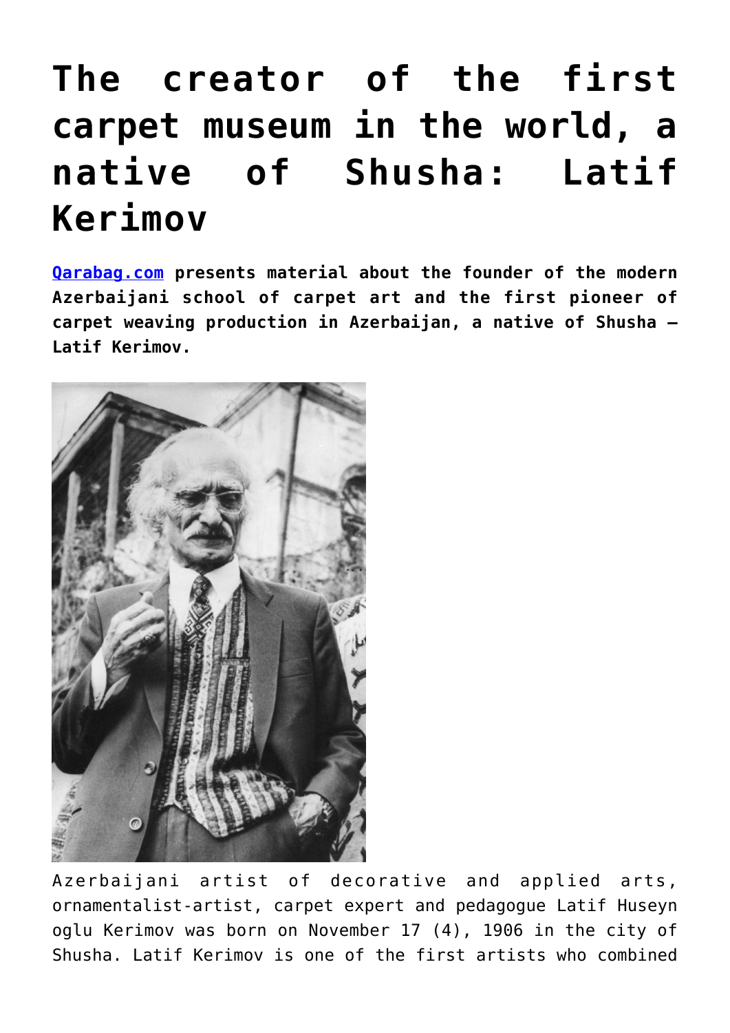# The creator of the first carpet museum in the world, a native of Shusha: Latif Kerimov

**[Qarabag.com](http://qarabag.com) presents material about the founder of the modern Azerbaijani school of carpet art and the first pioneer of carpet weaving production in Azerbaijan, a native of Shusha – Latif Kerimov.**

Azerbaijani artist of decorative and applied arts, ornamentalist-artist, carpet expert and pedagogue Latif Huseyn oglu Kerimov was born on November 17 (4), 1906 in the city of Shusha. Latif Kerimov is one of the first artists who combined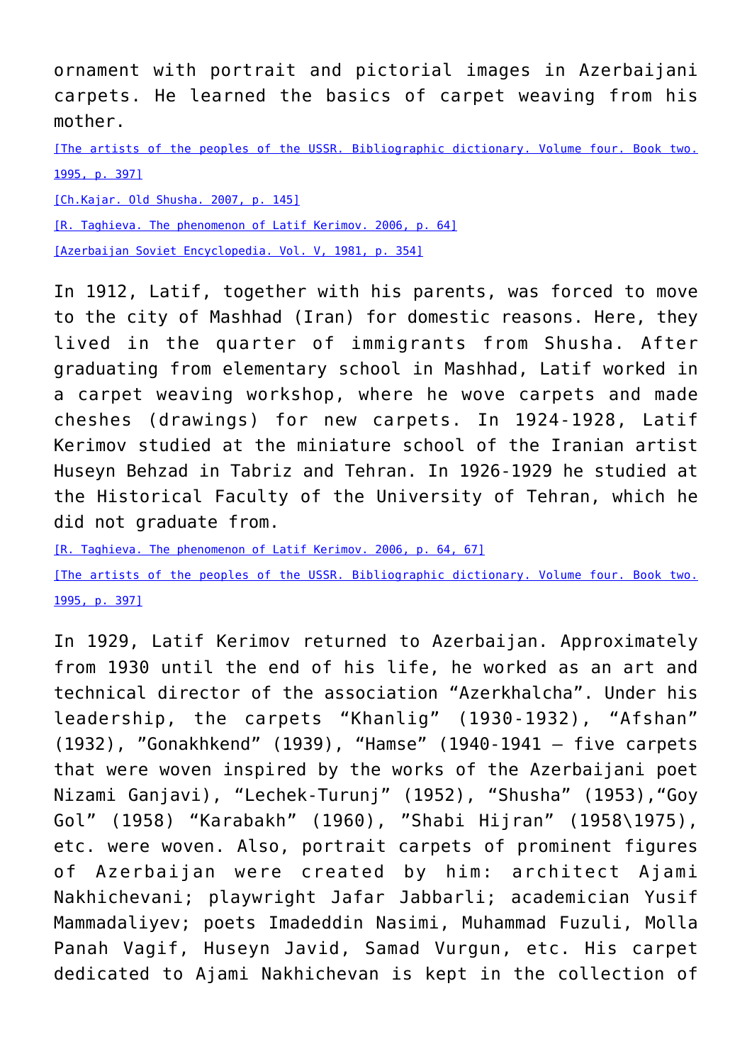ornament with portrait and pictorial images in Azerbaijani carpets. He learned the basics of carpet weaving from his mother.

[The artists of the peoples of the USSR. Bibliographic dictionary. Volume four. Book two. 1995, p. 397]

[Ch.Kajar. Old Shusha. 2007, p. 145]

[R. Taghieva. The phenomenon of Latif Kerimov. 2006, p. 64]

[Azerbaijan Soviet Encyclopedia. Vol. V, 1981, p. 354]

In 1912, Latif, together with his parents, was forced to move to the city of Mashhad (Iran) for domestic reasons. Here, they lived in the quarter of immigrants from Shusha. After graduating from elementary school in Mashhad, Latif worked in a carpet weaving workshop, where he wove carpets and made cheshes (drawings) for new carpets. In 1924-1928, Latif Kerimov studied at the miniature school of the Iranian artist Huseyn Behzad in Tabriz and Tehran. In 1926-1929 he studied at the Historical Faculty of the University of Tehran, which he did not graduate from.

[R. Taghieva. The phenomenon of Latif Kerimov. 2006, p. 64, 67]

[The artists of the peoples of the USSR. Bibliographic dictionary. Volume four. Book two. 1995, p. 397]

In 1929, Latif Kerimov returned to Azerbaijan. Approximately from 1930 until the end of his life, he worked as an art and technical director of the association “Azerkhalcha”. Under his leadership, the carpets “Khanlig” (1930-1932), “Afshan” (1932), ”Gonakhkend” (1939), “Hamse” (1940-1941 – five carpets that were woven inspired by the works of the Azerbaijani poet Nizami Ganjavi), “Lechek-Turunj” (1952), “Shusha” (1953),“Goy Gol” (1958) “Karabakh” (1960), ”Shabi Hijran” (1958\1975), etc. were woven. Also, portrait carpets of prominent figures of Azerbaijan were created by him: architect Ajami Nakhichevani; playwright Jafar Jabbarli; academician Yusif Mammadaliyev; poets Imadeddin Nasimi, Muhammad Fuzuli, Molla Panah Vagif, Huseyn Javid, Samad Vurgun, etc. His carpet dedicated to Ajami Nakhichevan is kept in the collection of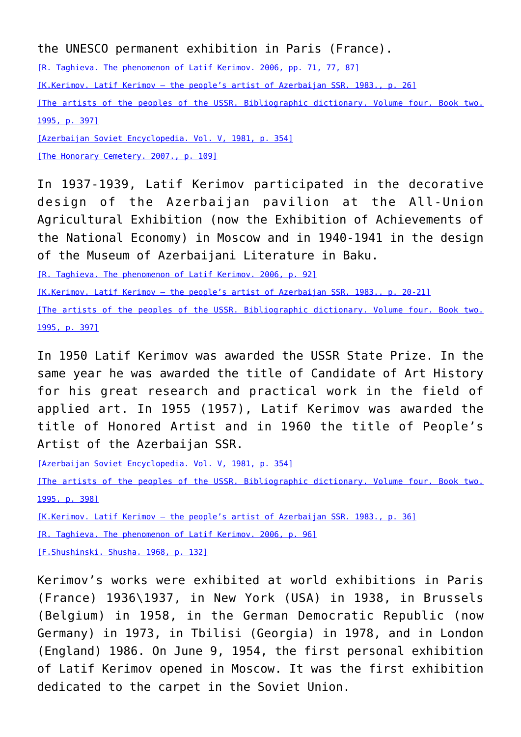the UNESCO permanent exhibition in Paris (France).

[R. Taghieva. The phenomenon of Latif Kerimov. 2006, pp. 71, 77, 87]

[K.Kerimov. Latif Kerimov – the people's artist of Azerbaijan SSR. 1983., p. 26]

[The artists of the peoples of the USSR. Bibliographic dictionary. Volume four. Book two. 1995, p. 397]

[Azerbaijan Soviet Encyclopedia. Vol. V, 1981, p. 354]

[The Honorary Cemetery. 2007., p. 109]

In 1937-1939, Latif Kerimov participated in the decorative design of the Azerbaijan pavilion at the All-Union Agricultural Exhibition (now the Exhibition of Achievements of the National Economy) in Moscow and in 1940-1941 in the design of the Museum of Azerbaijani Literature in Baku.

[R. Taghieva. The phenomenon of Latif Kerimov. 2006, p. 92]

[K.Kerimov. Latif Kerimov – the people's artist of Azerbaijan SSR. 1983., p. 20-21]

[The artists of the peoples of the USSR. Bibliographic dictionary. Volume four. Book two. 1995, p. 397]

In 1950 Latif Kerimov was awarded the USSR State Prize. In the same year he was awarded the title of Candidate of Art History for his great research and practical work in the field of applied art. In 1955 (1957), Latif Kerimov was awarded the title of Honored Artist and in 1960 the title of People's Artist of the Azerbaijan SSR.

[Azerbaijan Soviet Encyclopedia. Vol. V, 1981, p. 354]

[The artists of the peoples of the USSR. Bibliographic dictionary. Volume four. Book two. 1995, p. 398]

[K.Kerimov. Latif Kerimov – the people's artist of Azerbaijan SSR. 1983., p. 36]

[R. Taghieva. The phenomenon of Latif Kerimov. 2006, p. 96]

[F.Shushinski. Shusha. 1968, p. 132]

Kerimov's works were exhibited at world exhibitions in Paris (France) 1936\1937, in New York (USA) in 1938, in Brussels (Belgium) in 1958, in the German Democratic Republic (now Germany) in 1973, in Tbilisi (Georgia) in 1978, and in London (England) 1986. On June 9, 1954, the first personal exhibition of Latif Kerimov opened in Moscow. It was the first exhibition dedicated to the carpet in the Soviet Union.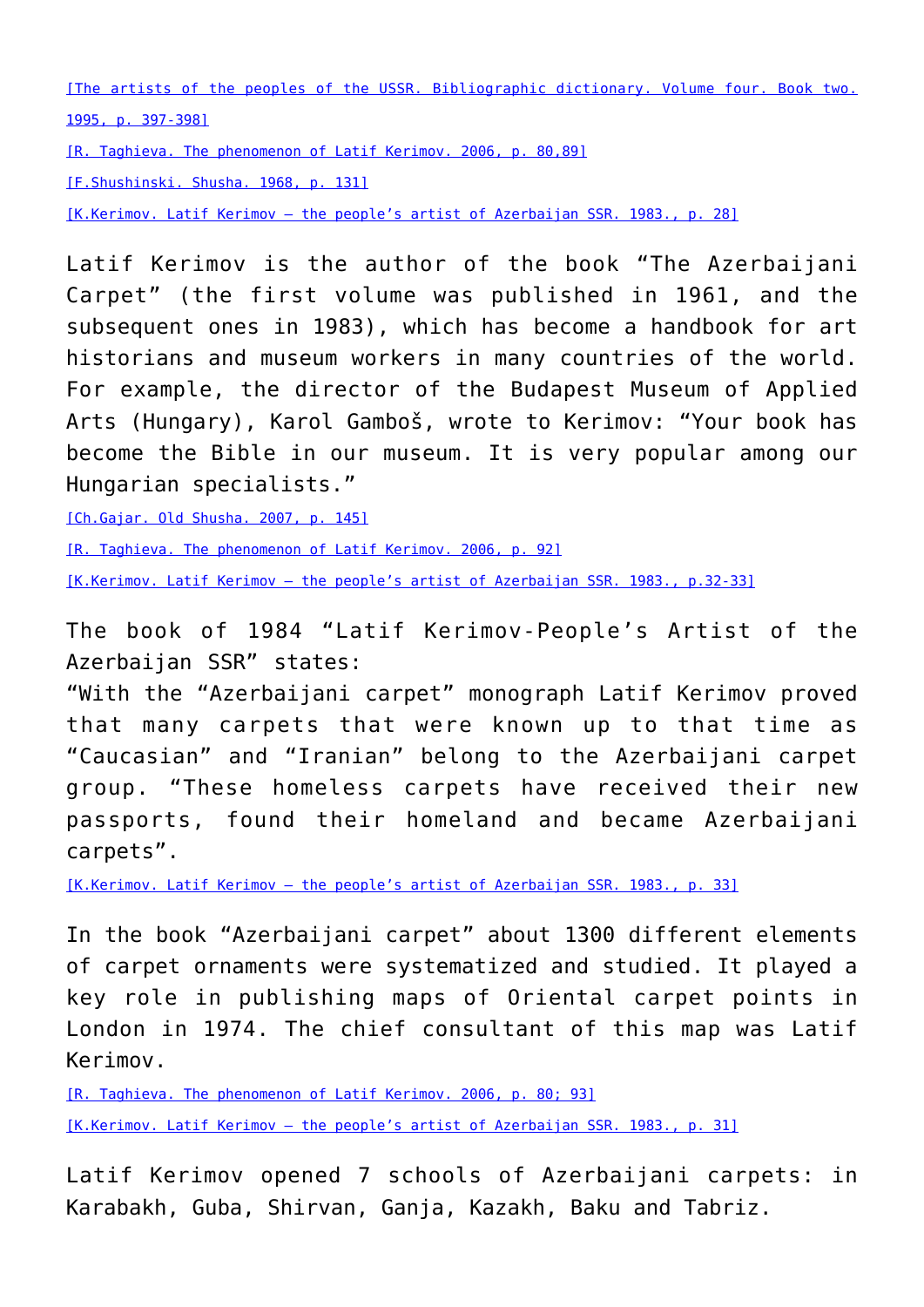[The artists of the peoples of the USSR. Bibliographic dictionary. Volume four. Book two. 1995, p. 397-398]

[R. Taghieva. The phenomenon of Latif Kerimov. 2006, p. 80,89]

[F.Shushinski. Shusha. 1968, p. 131]

[K.Kerimov. Latif Kerimov – the people's artist of Azerbaijan SSR. 1983., p. 28]

Latif Kerimov is the author of the book "The Azerbaijani Carpet" (the first volume was published in 1961, and the subsequent ones in 1983), which has become a handbook for art historians and museum workers in many countries of the world. For example, the director of the Budapest Museum of Applied Arts (Hungary), Karol Gamboš, wrote to Kerimov: "Your book has become the Bible in our museum. It is very popular among our Hungarian specialists."

[Ch.Gajar. Old Shusha. 2007, p. 145]

[R. Taghieva. The phenomenon of Latif Kerimov. 2006, p. 92]

[K.Kerimov. Latif Kerimov – the people's artist of Azerbaijan SSR. 1983., p.32-33]

The book of 1984 "Latif Kerimov-People's Artist of the Azerbaijan SSR" states:
"With the "Azerbaijani carpet" monograph Latif Kerimov proved that many carpets that were known up to that time as "Caucasian" and "Iranian" belong to the Azerbaijani carpet group. "These homeless carpets have received their new passports, found their homeland and became Azerbaijani carpets".

[K.Kerimov. Latif Kerimov – the people's artist of Azerbaijan SSR. 1983., p. 33]

In the book "Azerbaijani carpet" about 1300 different elements of carpet ornaments were systematized and studied. It played a key role in publishing maps of Oriental carpet points in London in 1974. The chief consultant of this map was Latif Kerimov.

[R. Taghieva. The phenomenon of Latif Kerimov. 2006, p. 80; 93]

[K.Kerimov. Latif Kerimov – the people's artist of Azerbaijan SSR. 1983., p. 31]

Latif Kerimov opened 7 schools of Azerbaijani carpets: in Karabakh, Guba, Shirvan, Ganja, Kazakh, Baku and Tabriz.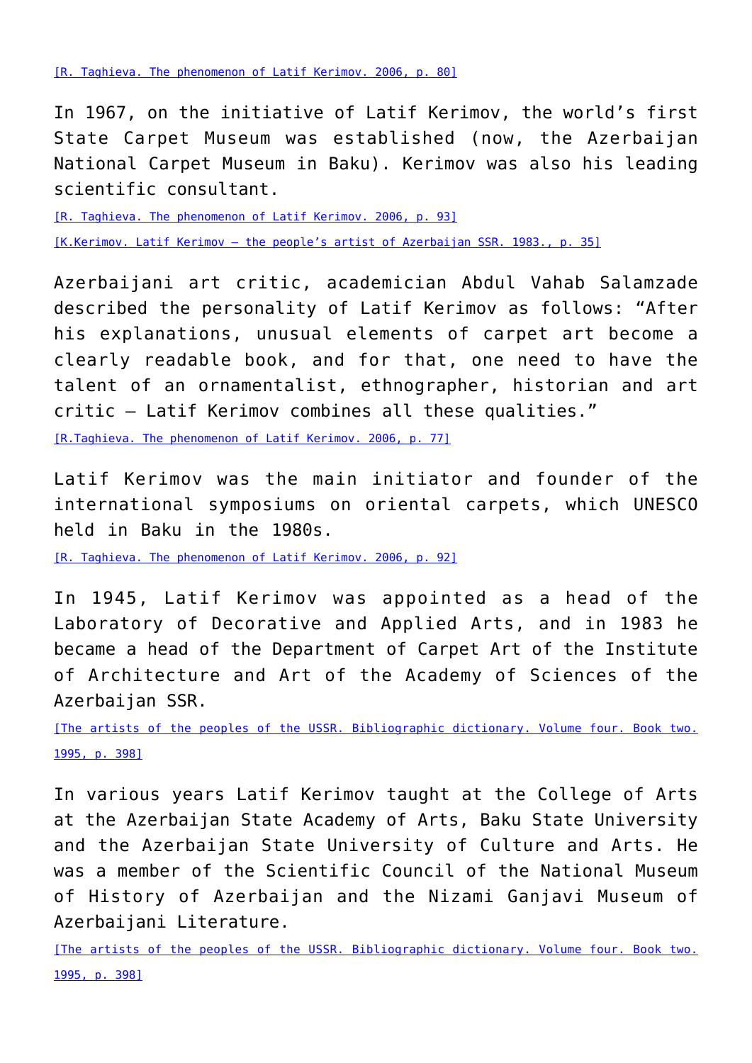[R. Taghieva. The phenomenon of Latif Kerimov. 2006, p. 80]

In 1967, on the initiative of Latif Kerimov, the world's first State Carpet Museum was established (now, the Azerbaijan National Carpet Museum in Baku). Kerimov was also his leading scientific consultant.

[R. Taghieva. The phenomenon of Latif Kerimov. 2006, p. 93]

[K.Kerimov. Latif Kerimov – the people's artist of Azerbaijan SSR. 1983., p. 35]

Azerbaijani art critic, academician Abdul Vahab Salamzade described the personality of Latif Kerimov as follows: "After his explanations, unusual elements of carpet art become a clearly readable book, and for that, one need to have the talent of an ornamentalist, ethnographer, historian and art critic – Latif Kerimov combines all these qualities."

[R.Taghieva. The phenomenon of Latif Kerimov. 2006, p. 77]

Latif Kerimov was the main initiator and founder of the international symposiums on oriental carpets, which UNESCO held in Baku in the 1980s.

[R. Taghieva. The phenomenon of Latif Kerimov. 2006, p. 92]

In 1945, Latif Kerimov was appointed as a head of the Laboratory of Decorative and Applied Arts, and in 1983 he became a head of the Department of Carpet Art of the Institute of Architecture and Art of the Academy of Sciences of the Azerbaijan SSR.

[The artists of the peoples of the USSR. Bibliographic dictionary. Volume four. Book two. 1995, p. 398]

In various years Latif Kerimov taught at the College of Arts at the Azerbaijan State Academy of Arts, Baku State University and the Azerbaijan State University of Culture and Arts. He was a member of the Scientific Council of the National Museum of History of Azerbaijan and the Nizami Ganjavi Museum of Azerbaijani Literature.

[The artists of the peoples of the USSR. Bibliographic dictionary. Volume four. Book two. 1995, p. 398]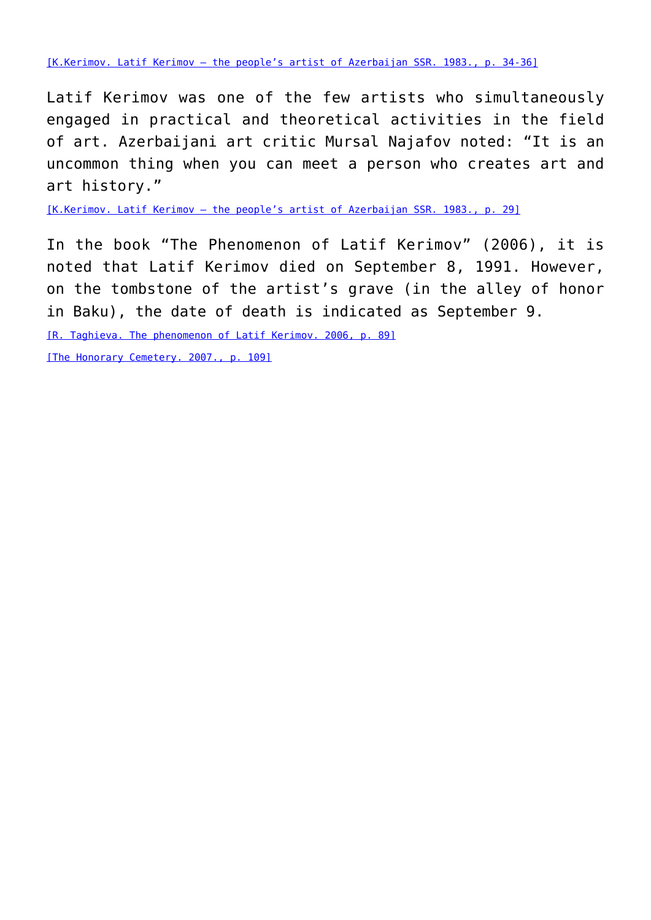[K.Kerimov. Latif Kerimov – the people's artist of Azerbaijan SSR. 1983., p. 34-36]

Latif Kerimov was one of the few artists who simultaneously engaged in practical and theoretical activities in the field of art. Azerbaijani art critic Mursal Najafov noted: "It is an uncommon thing when you can meet a person who creates art and art history."

[K.Kerimov. Latif Kerimov – the people's artist of Azerbaijan SSR. 1983., p. 29]

In the book "The Phenomenon of Latif Kerimov" (2006), it is noted that Latif Kerimov died on September 8, 1991. However, on the tombstone of the artist's grave (in the alley of honor in Baku), the date of death is indicated as September 9.

[R. Taghieva. The phenomenon of Latif Kerimov. 2006, p. 89]

[The Honorary Cemetery. 2007., p. 109]